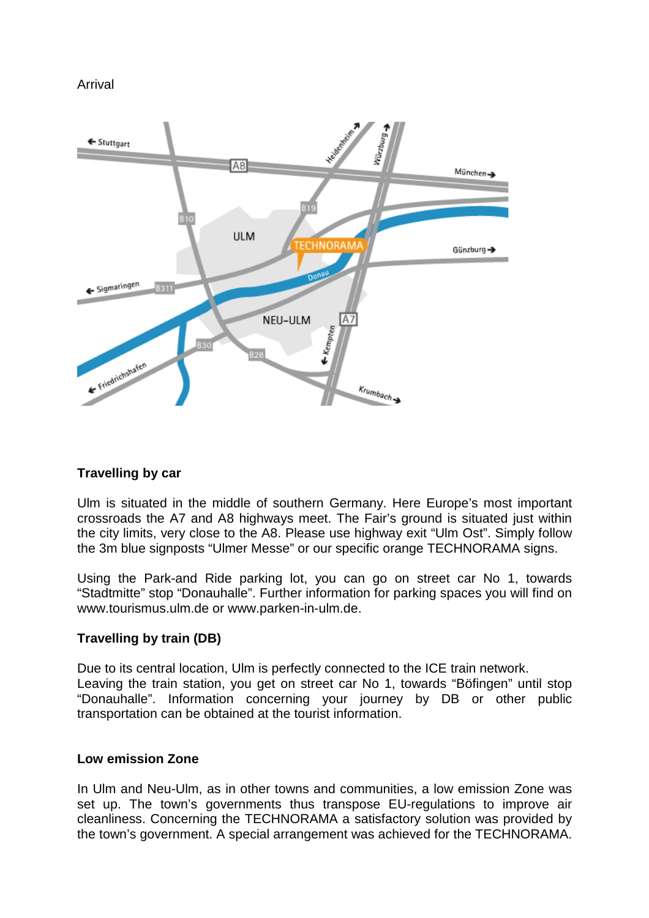Arrival

## Travelling by car

Ulm is situated in the middle of southern Germany. Here Europe's most important crossroads the A7 and A8 highways meet. The Fair's ground is situated just within the city limits, very close to the A8. Please use highway exit "Ulm Ost". Simply follow the 3m blue signposts "Ulmer Messe" or our specific orange TECHNORAMA signs.

Using the Park-and Ride parking lot, you can go on street car No 1, towards "Stadtmitte" stop "Donauhalle". Further information for parking spaces you will find on www.tourismus.ulm.de or www.parken-in-ulm.de.

## Travelling by train (DB)

Due to its central location, Ulm is perfectly connected to the ICE train network.
Leaving the train station, you get on street car No 1, towards "Böfingen" until stop "Donauhalle". Information concerning your journey by DB or other public transportation can be obtained at the tourist information.

## Low emission Zone

In Ulm and Neu-Ulm, as in other towns and communities, a low emission Zone was set up. The town's governments thus transpose EU-regulations to improve air cleanliness. Concerning the TECHNORAMA a satisfactory solution was provided by the town's government. A special arrangement was achieved for the TECHNORAMA.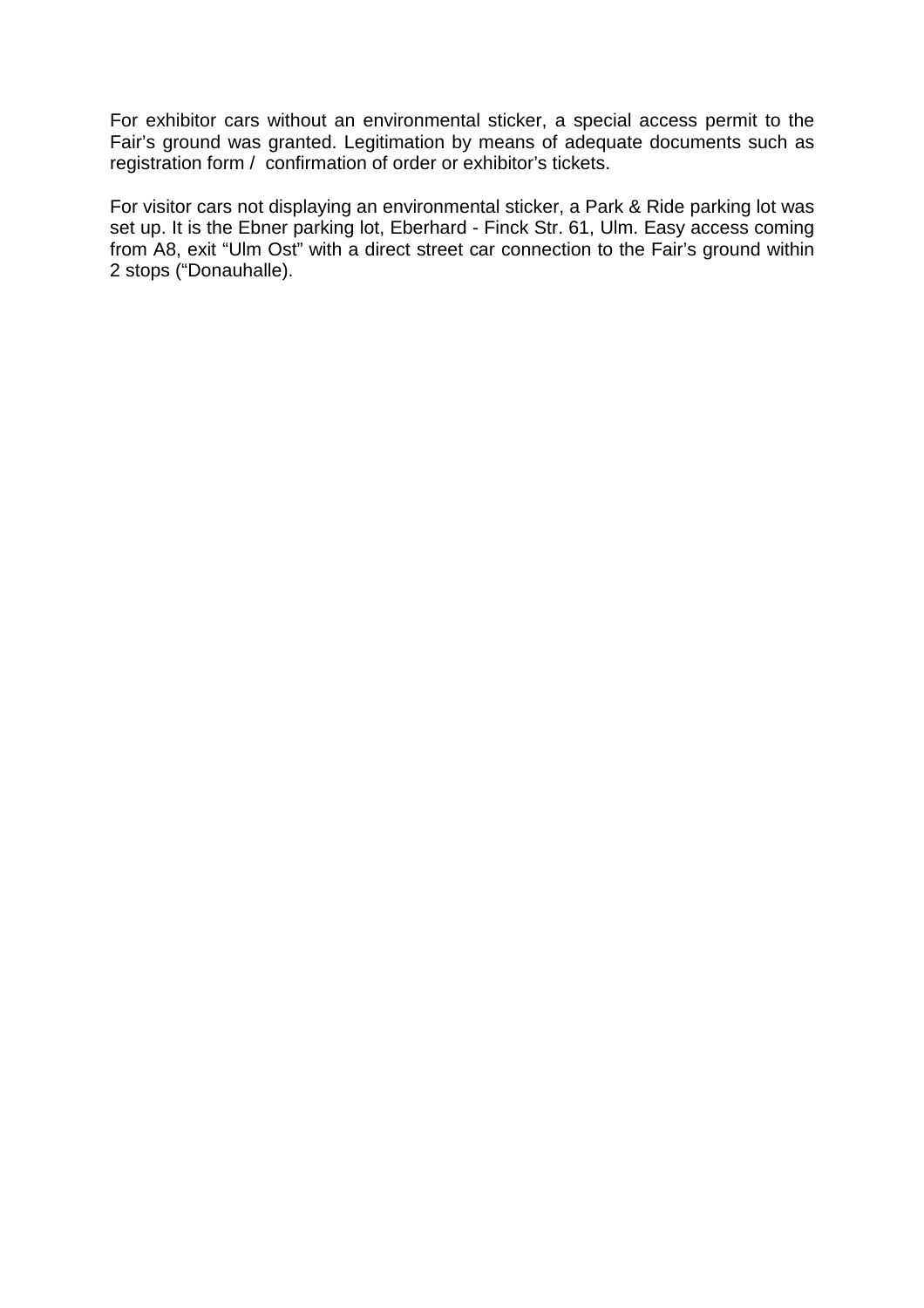For exhibitor cars without an environmental sticker, a special access permit to the Fair's ground was granted. Legitimation by means of adequate documents such as registration form / confirmation of order or exhibitor's tickets.

For visitor cars not displaying an environmental sticker, a Park & Ride parking lot was set up. It is the Ebner parking lot, Eberhard - Finck Str. 61, Ulm. Easy access coming from A8, exit "Ulm Ost" with a direct street car connection to the Fair's ground within 2 stops ("Donauhalle).